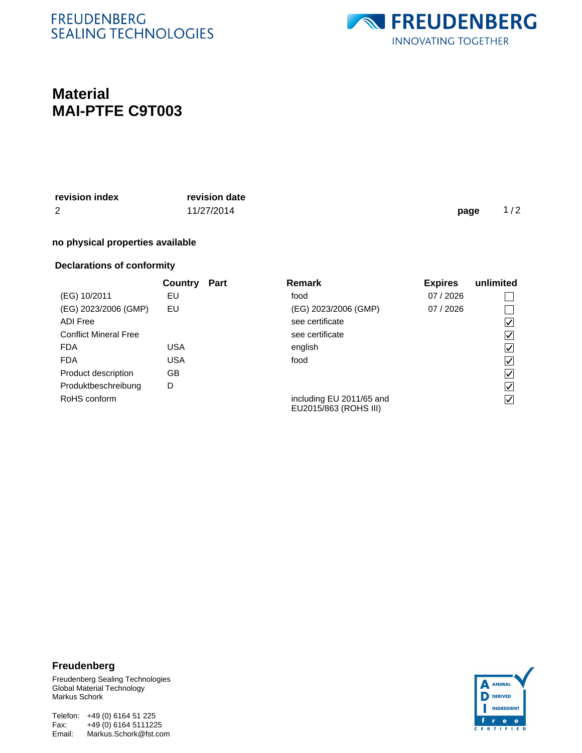FREUDENBERG
SEALING TECHNOLOGIES

FREUDENBERG
INNOVATING TOGETHER

# Material
# MAI-PTFE C9T003

| revision index | revision date |
|---|---|
| 2 | 11/27/2014 |

**no physical properties available**

## Declarations of conformity

| | Country | Part | Remark | Expires | unlimited |
|---|---|---|---|---|---|
| (EG) 10/2011 | EU | | food | 07 / 2026 | ☐ |
| (EG) 2023/2006 (GMP) | EU | | (EG) 2023/2006 (GMP) | 07 / 2026 | ☐ |
| ADI Free | | | see certificate | | ☑ |
| Conflict Mineral Free | | | see certificate | | ☑ |
| FDA | USA | | english | | ☑ |
| FDA | USA | | food | | ☑ |
| Product description | GB | | | | ☑ |
| Produktbeschreibung | D | | | | ☑ |
| RoHS conform | | | including EU 2011/65 and EU2015/863 (ROHS III) | | ☑ |

**Freudenberg**

Freudenberg Sealing Technologies
Global Material Technology
Markus Schork

Telefon: +49 (0) 6164 51 225
Fax: +49 (0) 6164 5111225
Email: Markus.Schork@fst.com

ADI – ANIMAL DERIVED INGREDIENT free CERTIFIED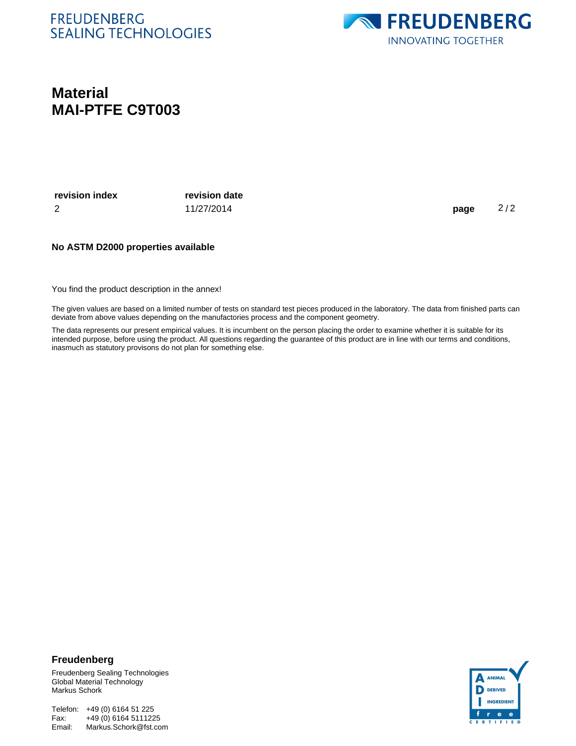# Material
# MAI-PTFE C9T003

| revision index | revision date |
| --- | --- |
| 2 | 11/27/2014 |

**No ASTM D2000 properties available**

You find the product description in the annex!

The given values are based on a limited number of tests on standard test pieces produced in the laboratory. The data from finished parts can deviate from above values depending on the manufactories process and the component geometry.

The data represents our present empirical values. It is incumbent on the person placing the order to examine whether it is suitable for its intended purpose, before using the product. All questions regarding the guarantee of this product are in line with our terms and conditions, inasmuch as statutory provisons do not plan for something else.

**Freudenberg**

Freudenberg Sealing Technologies
Global Material Technology
Markus Schork

Telefon: +49 (0) 6164 51 225
Fax: +49 (0) 6164 5111225
Email: Markus.Schork@fst.com